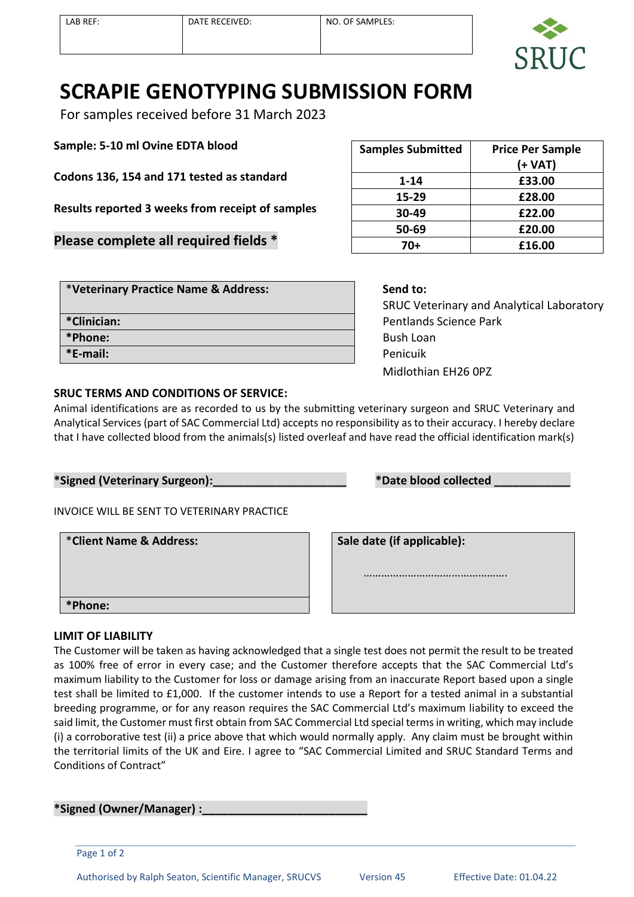| LAB REF: | DATE RECEIVED: | NO. OF SAMPLES: |
|---|---|---|
| | | |

SRUC

# SCRAPIE GENOTYPING SUBMISSION FORM

For samples received before 31 March 2023

**Sample: 5-10 ml Ovine EDTA blood**

**Codons 136, 154 and 171 tested as standard**

**Results reported 3 weeks from receipt of samples**

**Please complete all required fields ***

| Samples Submitted | Price Per Sample (+ VAT) |
|---|---|
| **1-14** | **£33.00** |
| **15-29** | **£28.00** |
| **30-49** | **£22.00** |
| **50-69** | **£20.00** |
| **70+** | **£16.00** |

| ***Veterinary Practice Name & Address:** |
|---|
| ***Clinician:** |
| ***Phone:** |
| ***E-mail:** |

**Send to:**
SRUC Veterinary and Analytical Laboratory
Pentlands Science Park
Bush Loan
Penicuik
Midlothian EH26 0PZ

**SRUC TERMS AND CONDITIONS OF SERVICE:**

Animal identifications are as recorded to us by the submitting veterinary surgeon and SRUC Veterinary and Analytical Services (part of SAC Commercial Ltd) accepts no responsibility as to their accuracy. I hereby declare that I have collected blood from the animals(s) listed overleaf and have read the official identification mark(s)

**\*Signed (Veterinary Surgeon):_____________________** **\*Date blood collected ____________**

INVOICE WILL BE SENT TO VETERINARY PRACTICE

| ***Client Name & Address:** |
|---|
| ***Phone:** |

| **Sale date (if applicable):** |
|---|
| ………………………………………… |

**LIMIT OF LIABILITY**

The Customer will be taken as having acknowledged that a single test does not permit the result to be treated as 100% free of error in every case; and the Customer therefore accepts that the SAC Commercial Ltd's maximum liability to the Customer for loss or damage arising from an inaccurate Report based upon a single test shall be limited to £1,000. If the customer intends to use a Report for a tested animal in a substantial breeding programme, or for any reason requires the SAC Commercial Ltd's maximum liability to exceed the said limit, the Customer must first obtain from SAC Commercial Ltd special terms in writing, which may include (i) a corroborative test (ii) a price above that which would normally apply. Any claim must be brought within the territorial limits of the UK and Eire. I agree to "SAC Commercial Limited and SRUC Standard Terms and Conditions of Contract"

**\*Signed (Owner/Manager) :_________________________**

Authorised by Ralph Seaton, Scientific Manager, SRUCVS Version 45 Effective Date: 01.04.22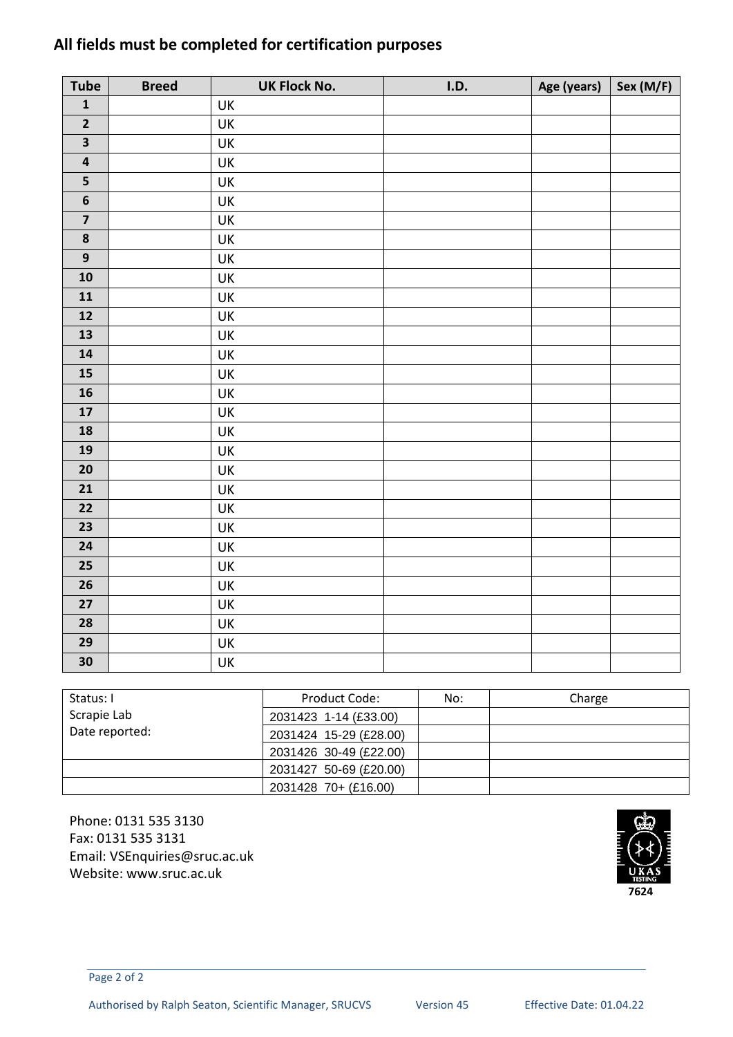**All fields must be completed for certification purposes**

| Tube | Breed | UK Flock No. | I.D. | Age (years) | Sex (M/F) |
|---|---|---|---|---|---|
| 1 | | UK | | | |
| 2 | | UK | | | |
| 3 | | UK | | | |
| 4 | | UK | | | |
| 5 | | UK | | | |
| 6 | | UK | | | |
| 7 | | UK | | | |
| 8 | | UK | | | |
| 9 | | UK | | | |
| 10 | | UK | | | |
| 11 | | UK | | | |
| 12 | | UK | | | |
| 13 | | UK | | | |
| 14 | | UK | | | |
| 15 | | UK | | | |
| 16 | | UK | | | |
| 17 | | UK | | | |
| 18 | | UK | | | |
| 19 | | UK | | | |
| 20 | | UK | | | |
| 21 | | UK | | | |
| 22 | | UK | | | |
| 23 | | UK | | | |
| 24 | | UK | | | |
| 25 | | UK | | | |
| 26 | | UK | | | |
| 27 | | UK | | | |
| 28 | | UK | | | |
| 29 | | UK | | | |
| 30 | | UK | | | |

| Status: I | Product Code: | No: | Charge |
|---|---|---|---|
| Scrapie Lab | 2031423 1-14 (£33.00) | | |
| Date reported: | 2031424 15-29 (£28.00) | | |
| | 2031426 30-49 (£22.00) | | |
| | 2031427 50-69 (£20.00) | | |
| | 2031428 70+ (£16.00) | | |

Phone: 0131 535 3130
Fax: 0131 535 3131
Email: VSEnquiries@sruc.ac.uk
Website: www.sruc.ac.uk

UKAS TESTING
7624

Authorised by Ralph Seaton, Scientific Manager, SRUCVS Version 45 Effective Date: 01.04.22